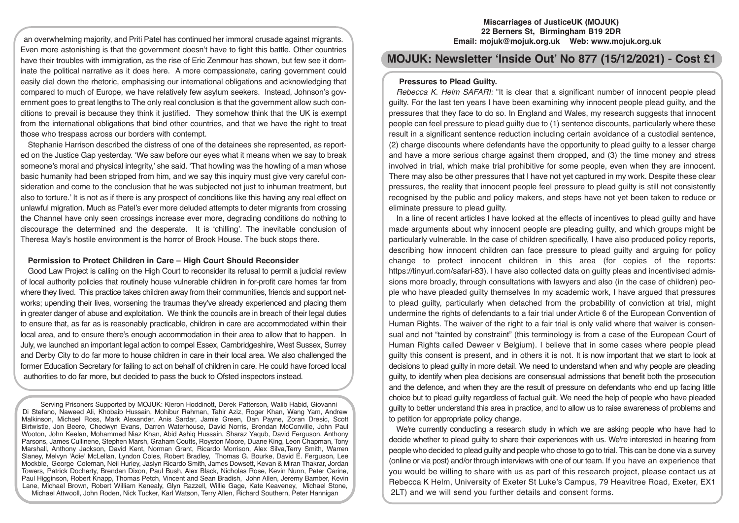an overwhelming majority, and Priti Patel has continued her immoral crusade against migrants. Even more astonishing is that the government doesn't have to fight this battle. Other countries have their troubles with immigration, as the rise of Eric Zenmour has shown, but few see it dominate the political narrative as it does here. A more compassionate, caring government could easily dial down the rhetoric, emphasising our international obligations and acknowledging that compared to much of Europe, we have relatively few asylum seekers. Instead, Johnson's government goes to great lengths to The only real conclusion is that the government allow such conditions to prevail is because they think it justified. They somehow think that the UK is exempt from the international obligations that bind other countries, and that we have the right to treat those who trespass across our borders with contempt.

Stephanie Harrison described the distress of one of the detainees she represented, as reported on the Justice Gap yesterday. 'We saw before our eyes what it means when we say to break someone's moral and physical integrity,' she said. 'That howling was the howling of a man whose basic humanity had been stripped from him, and we say this inquiry must give very careful consideration and come to the conclusion that he was subjected not just to inhuman treatment, but also to torture.' It is not as if there is any prospect of conditions like this having any real effect on unlawful migration. Much as Patel's ever more deluded attempts to deter migrants from crossing the Channel have only seen crossings increase ever more, degrading conditions do nothing to discourage the determined and the desperate. It is 'chilling'. The inevitable conclusion of Theresa May's hostile environment is the horror of Brook House. The buck stops there.

### Permission to Protect Children in Care – High Court Should Reconsider

Good Law Project is calling on the High Court to reconsider its refusal to permit a judicial review of local authority policies that routinely house vulnerable children in for-profit care homes far from where they lived. This practice takes children away from their communities, friends and support networks; upending their lives, worsening the traumas they've already experienced and placing them in greater danger of abuse and exploitation. We think the councils are in breach of their legal duties to ensure that, as far as is reasonably practicable, children in care are accommodated within their local area, and to ensure there's enough accommodation in their area to allow that to happen. In July, we launched an important legal action to compel Essex, Cambridgeshire, West Sussex, Surrey and Derby City to do far more to house children in care in their local area. We also challenged the former Education Secretary for failing to act on behalf of children in care. He could have forced local authorities to do far more, but decided to pass the buck to Ofsted inspectors instead.

Serving Prisoners Supported by MOJUK: Kieron Hoddinott, Derek Patterson, Walib Habid, Giovanni Di Stefano, Naweed Ali, Khobaib Hussain, Mohibur Rahman, Tahir Aziz, Roger Khan, Wang Yam, Andrew Malkinson, Michael Ross, Mark Alexander, Anis Sardar, Jamie Green, Dan Payne, Zoran Dresic, Scott Birtwistle, Jon Beere, Chedwyn Evans, Darren Waterhouse, David Norris, Brendan McConville, John Paul Wooton, John Keelan, Mohammed Niaz Khan, Abid Ashiq Hussain, Sharaz Yaqub, David Ferguson, Anthony Parsons, James Cullinene, Stephen Marsh, Graham Coutts, Royston Moore, Duane King, Leon Chapman, Tony Marshall, Anthony Jackson, David Kent, Norman Grant, Ricardo Morrison, Alex Silva,Terry Smith, Warren Slaney, Melvyn 'Adie' McLellan, Lyndon Coles, Robert Bradley, Thomas G. Bourke, David E. Ferguson, Lee Mockble, George Coleman, Neil Hurley, Jaslyn Ricardo Smith, James Dowsett, Kevan & Miran Thakrar, Jordan Towers, Patrick Docherty, Brendan Dixon, Paul Bush, Alex Black, Nicholas Rose, Kevin Nunn, Peter Carine, Paul Higginson, Robert Knapp, Thomas Petch, Vincent and Sean Bradish, John Allen, Jeremy Bamber, Kevin Lane, Michael Brown, Robert William Kenealy, Glyn Razzell, Willie Gage, Kate Keaveney, Michael Stone, Michael Attwooll, John Roden, Nick Tucker, Karl Watson, Terry Allen, Richard Southern, Peter Hannigan

**Miscarriages of JusticeUK (MOJUK)**
**22 Berners St, Birmingham B19 2DR**
**Email: mojuk@mojuk.org.uk Web: www.mojuk.org.uk**

# MOJUK: Newsletter 'Inside Out' No 877 (15/12/2021) - Cost £1

### Pressures to Plead Guilty.

*Rebecca K. Helm SAFARI:* "It is clear that a significant number of innocent people plead guilty. For the last ten years I have been examining why innocent people plead guilty, and the pressures that they face to do so. In England and Wales, my research suggests that innocent people can feel pressure to plead guilty due to (1) sentence discounts, particularly where these result in a significant sentence reduction including certain avoidance of a custodial sentence, (2) charge discounts where defendants have the opportunity to plead guilty to a lesser charge and have a more serious charge against them dropped, and (3) the time money and stress involved in trial, which make trial prohibitive for some people, even when they are innocent. There may also be other pressures that I have not yet captured in my work. Despite these clear pressures, the reality that innocent people feel pressure to plead guilty is still not consistently recognised by the public and policy makers, and steps have not yet been taken to reduce or eliminate pressure to plead guilty.

In a line of recent articles I have looked at the effects of incentives to plead guilty and have made arguments about why innocent people are pleading guilty, and which groups might be particularly vulnerable. In the case of children specifically, I have also produced policy reports, describing how innocent children can face pressure to plead guilty and arguing for policy change to protect innocent children in this area (for copies of the reports: https://tinyurl.com/safari-83). I have also collected data on guilty pleas and incentivised admissions more broadly, through consultations with lawyers and also (in the case of children) people who have pleaded guilty themselves In my academic work, I have argued that pressures to plead guilty, particularly when detached from the probability of conviction at trial, might undermine the rights of defendants to a fair trial under Article 6 of the European Convention of Human Rights. The waiver of the right to a fair trial is only valid where that waiver is consensual and not "tainted by constraint" (this terminology is from a case of the European Court of Human Rights called Deweer v Belgium). I believe that in some cases where people plead guilty this consent is present, and in others it is not. It is now important that we start to look at decisions to plead guilty in more detail. We need to understand when and why people are pleading guilty, to identify when plea decisions are consensual admissions that benefit both the prosecution and the defence, and when they are the result of pressure on defendants who end up facing little choice but to plead guilty regardless of factual guilt. We need the help of people who have pleaded guilty to better understand this area in practice, and to allow us to raise awareness of problems and to petition for appropriate policy change.

We're currently conducting a research study in which we are asking people who have had to decide whether to plead guilty to share their experiences with us. We're interested in hearing from people who decided to plead guilty and people who chose to go to trial. This can be done via a survey (online or via post) and/or through interviews with one of our team. If you have an experience that you would be willing to share with us as part of this research project, please contact us at Rebecca K Helm, University of Exeter St Luke's Campus, 79 Heavitree Road, Exeter, EX1 2LT) and we will send you further details and consent forms.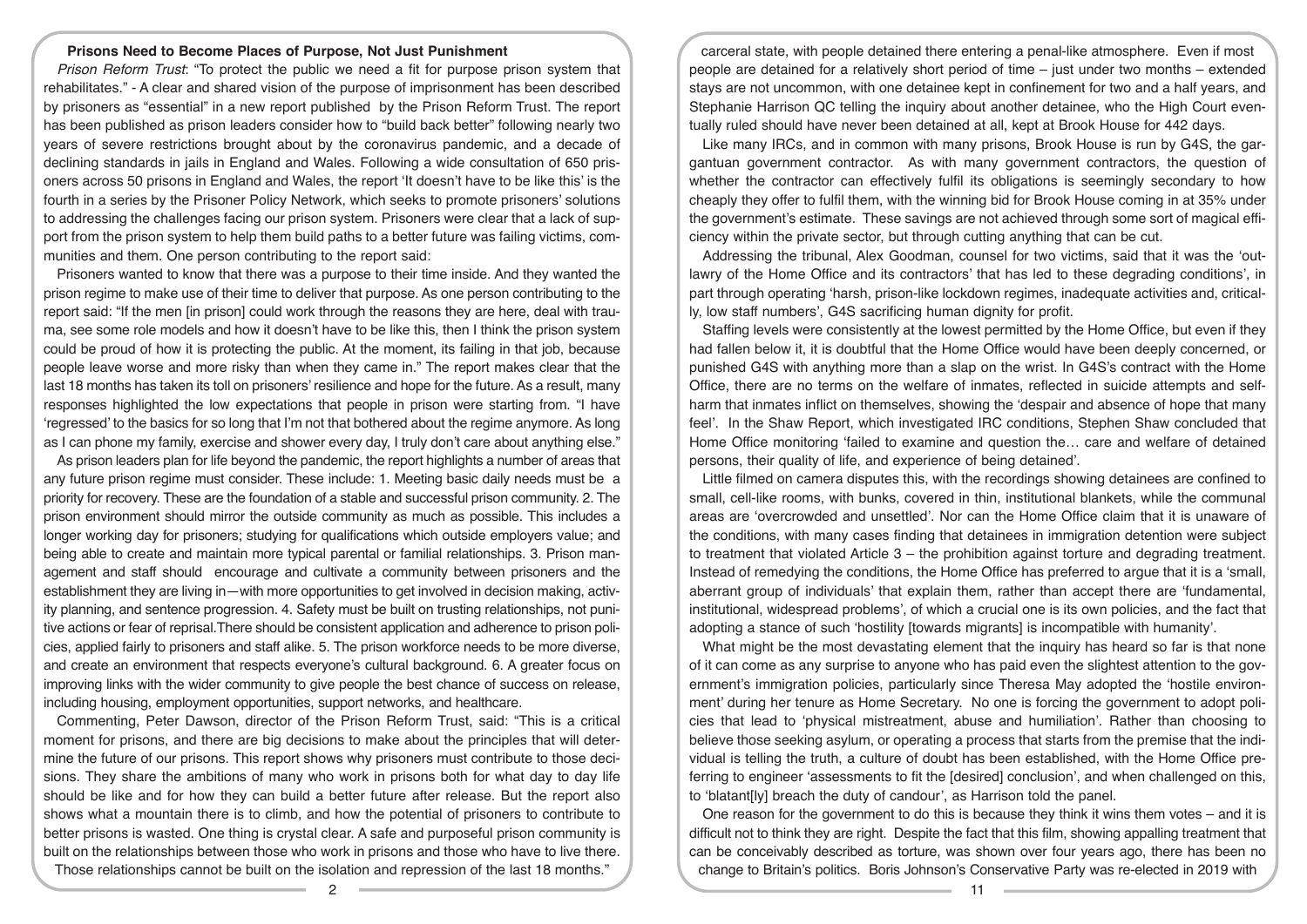## Prisons Need to Become Places of Purpose, Not Just Punishment

*Prison Reform Trust*: "To protect the public we need a fit for purpose prison system that rehabilitates." - A clear and shared vision of the purpose of imprisonment has been described by prisoners as "essential" in a new report published by the Prison Reform Trust. The report has been published as prison leaders consider how to "build back better" following nearly two years of severe restrictions brought about by the coronavirus pandemic, and a decade of declining standards in jails in England and Wales. Following a wide consultation of 650 prisoners across 50 prisons in England and Wales, the report 'It doesn't have to be like this' is the fourth in a series by the Prisoner Policy Network, which seeks to promote prisoners' solutions to addressing the challenges facing our prison system. Prisoners were clear that a lack of support from the prison system to help them build paths to a better future was failing victims, communities and them. One person contributing to the report said:

Prisoners wanted to know that there was a purpose to their time inside. And they wanted the prison regime to make use of their time to deliver that purpose. As one person contributing to the report said: "If the men [in prison] could work through the reasons they are here, deal with trauma, see some role models and how it doesn't have to be like this, then I think the prison system could be proud of how it is protecting the public. At the moment, its failing in that job, because people leave worse and more risky than when they came in." The report makes clear that the last 18 months has taken its toll on prisoners' resilience and hope for the future. As a result, many responses highlighted the low expectations that people in prison were starting from. "I have 'regressed' to the basics for so long that I'm not that bothered about the regime anymore. As long as I can phone my family, exercise and shower every day, I truly don't care about anything else."

As prison leaders plan for life beyond the pandemic, the report highlights a number of areas that any future prison regime must consider. These include: 1. Meeting basic daily needs must be a priority for recovery. These are the foundation of a stable and successful prison community. 2. The prison environment should mirror the outside community as much as possible. This includes a longer working day for prisoners; studying for qualifications which outside employers value; and being able to create and maintain more typical parental or familial relationships. 3. Prison management and staff should encourage and cultivate a community between prisoners and the establishment they are living in—with more opportunities to get involved in decision making, activity planning, and sentence progression. 4. Safety must be built on trusting relationships, not punitive actions or fear of reprisal.There should be consistent application and adherence to prison policies, applied fairly to prisoners and staff alike. 5. The prison workforce needs to be more diverse, and create an environment that respects everyone's cultural background. 6. A greater focus on improving links with the wider community to give people the best chance of success on release, including housing, employment opportunities, support networks, and healthcare.

Commenting, Peter Dawson, director of the Prison Reform Trust, said: "This is a critical moment for prisons, and there are big decisions to make about the principles that will determine the future of our prisons. This report shows why prisoners must contribute to those decisions. They share the ambitions of many who work in prisons both for what day to day life should be like and for how they can build a better future after release. But the report also shows what a mountain there is to climb, and how the potential of prisoners to contribute to better prisons is wasted. One thing is crystal clear. A safe and purposeful prison community is built on the relationships between those who work in prisons and those who have to live there. Those relationships cannot be built on the isolation and repression of the last 18 months."

carceral state, with people detained there entering a penal-like atmosphere. Even if most people are detained for a relatively short period of time – just under two months – extended stays are not uncommon, with one detainee kept in confinement for two and a half years, and Stephanie Harrison QC telling the inquiry about another detainee, who the High Court eventually ruled should have never been detained at all, kept at Brook House for 442 days.

Like many IRCs, and in common with many prisons, Brook House is run by G4S, the gargantuan government contractor. As with many government contractors, the question of whether the contractor can effectively fulfil its obligations is seemingly secondary to how cheaply they offer to fulfil them, with the winning bid for Brook House coming in at 35% under the government's estimate. These savings are not achieved through some sort of magical efficiency within the private sector, but through cutting anything that can be cut.

Addressing the tribunal, Alex Goodman, counsel for two victims, said that it was the 'outlawry of the Home Office and its contractors' that has led to these degrading conditions', in part through operating 'harsh, prison-like lockdown regimes, inadequate activities and, critically, low staff numbers', G4S sacrificing human dignity for profit.

Staffing levels were consistently at the lowest permitted by the Home Office, but even if they had fallen below it, it is doubtful that the Home Office would have been deeply concerned, or punished G4S with anything more than a slap on the wrist. In G4S's contract with the Home Office, there are no terms on the welfare of inmates, reflected in suicide attempts and self-harm that inmates inflict on themselves, showing the 'despair and absence of hope that many feel'. In the Shaw Report, which investigated IRC conditions, Stephen Shaw concluded that Home Office monitoring 'failed to examine and question the… care and welfare of detained persons, their quality of life, and experience of being detained'.

Little filmed on camera disputes this, with the recordings showing detainees are confined to small, cell-like rooms, with bunks, covered in thin, institutional blankets, while the communal areas are 'overcrowded and unsettled'. Nor can the Home Office claim that it is unaware of the conditions, with many cases finding that detainees in immigration detention were subject to treatment that violated Article 3 – the prohibition against torture and degrading treatment. Instead of remedying the conditions, the Home Office has preferred to argue that it is a 'small, aberrant group of individuals' that explain them, rather than accept there are 'fundamental, institutional, widespread problems', of which a crucial one is its own policies, and the fact that adopting a stance of such 'hostility [towards migrants] is incompatible with humanity'.

What might be the most devastating element that the inquiry has heard so far is that none of it can come as any surprise to anyone who has paid even the slightest attention to the government's immigration policies, particularly since Theresa May adopted the 'hostile environment' during her tenure as Home Secretary. No one is forcing the government to adopt policies that lead to 'physical mistreatment, abuse and humiliation'. Rather than choosing to believe those seeking asylum, or operating a process that starts from the premise that the individual is telling the truth, a culture of doubt has been established, with the Home Office preferring to engineer 'assessments to fit the [desired] conclusion', and when challenged on this, to 'blatant[ly] breach the duty of candour', as Harrison told the panel.

One reason for the government to do this is because they think it wins them votes – and it is difficult not to think they are right. Despite the fact that this film, showing appalling treatment that can be conceivably described as torture, was shown over four years ago, there has been no change to Britain's politics. Boris Johnson's Conservative Party was re-elected in 2019 with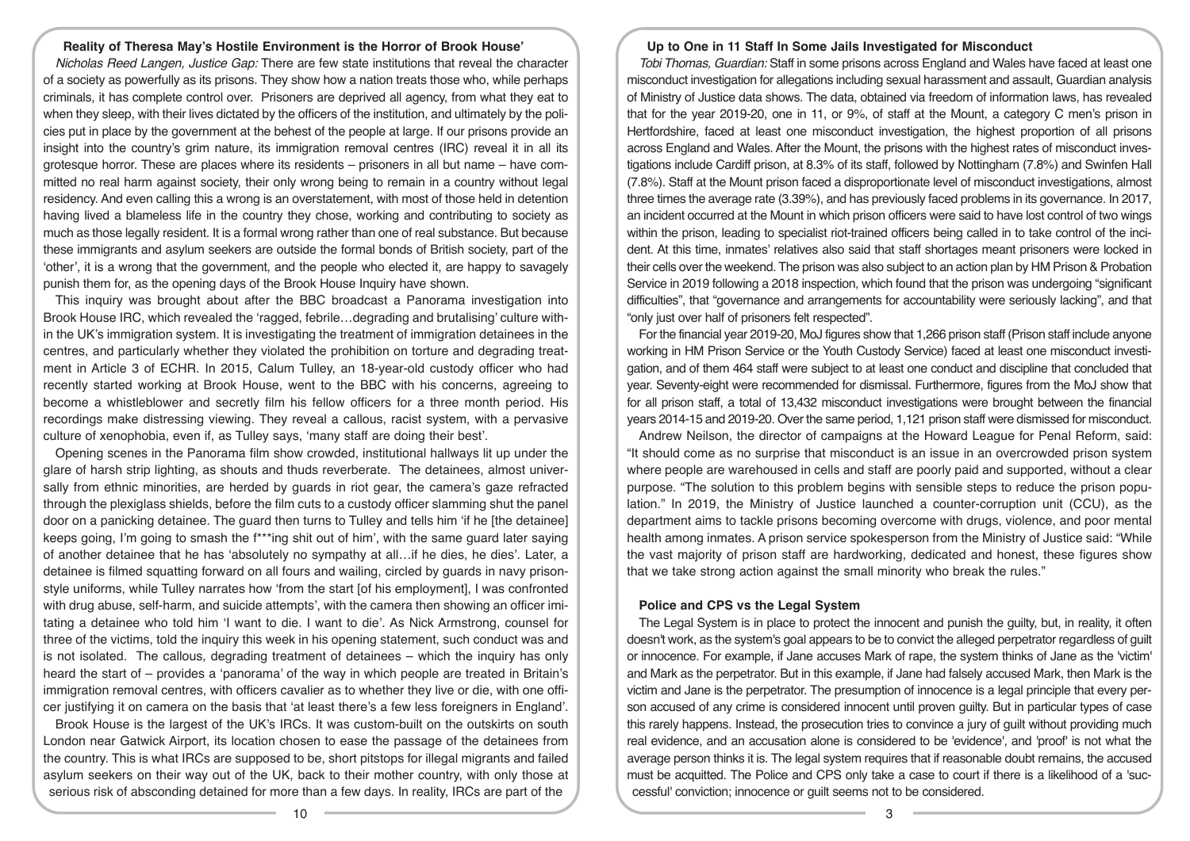### Reality of Theresa May's Hostile Environment is the Horror of Brook House'

*Nicholas Reed Langen, Justice Gap:* There are few state institutions that reveal the character of a society as powerfully as its prisons. They show how a nation treats those who, while perhaps criminals, it has complete control over. Prisoners are deprived all agency, from what they eat to when they sleep, with their lives dictated by the officers of the institution, and ultimately by the policies put in place by the government at the behest of the people at large. If our prisons provide an insight into the country's grim nature, its immigration removal centres (IRC) reveal it in all its grotesque horror. These are places where its residents – prisoners in all but name – have committed no real harm against society, their only wrong being to remain in a country without legal residency. And even calling this a wrong is an overstatement, with most of those held in detention having lived a blameless life in the country they chose, working and contributing to society as much as those legally resident. It is a formal wrong rather than one of real substance. But because these immigrants and asylum seekers are outside the formal bonds of British society, part of the 'other', it is a wrong that the government, and the people who elected it, are happy to savagely punish them for, as the opening days of the Brook House Inquiry have shown.

This inquiry was brought about after the BBC broadcast a Panorama investigation into Brook House IRC, which revealed the 'ragged, febrile…degrading and brutalising' culture within the UK's immigration system. It is investigating the treatment of immigration detainees in the centres, and particularly whether they violated the prohibition on torture and degrading treatment in Article 3 of ECHR. In 2015, Calum Tulley, an 18-year-old custody officer who had recently started working at Brook House, went to the BBC with his concerns, agreeing to become a whistleblower and secretly film his fellow officers for a three month period. His recordings make distressing viewing. They reveal a callous, racist system, with a pervasive culture of xenophobia, even if, as Tulley says, 'many staff are doing their best'.

Opening scenes in the Panorama film show crowded, institutional hallways lit up under the glare of harsh strip lighting, as shouts and thuds reverberate. The detainees, almost universally from ethnic minorities, are herded by guards in riot gear, the camera's gaze refracted through the plexiglass shields, before the film cuts to a custody officer slamming shut the panel door on a panicking detainee. The guard then turns to Tulley and tells him 'if he [the detainee] keeps going, I'm going to smash the f***ing shit out of him', with the same guard later saying of another detainee that he has 'absolutely no sympathy at all…if he dies, he dies'. Later, a detainee is filmed squatting forward on all fours and wailing, circled by guards in navy prison-style uniforms, while Tulley narrates how 'from the start [of his employment], I was confronted with drug abuse, self-harm, and suicide attempts', with the camera then showing an officer imitating a detainee who told him 'I want to die. I want to die'. As Nick Armstrong, counsel for three of the victims, told the inquiry this week in his opening statement, such conduct was and is not isolated. The callous, degrading treatment of detainees – which the inquiry has only heard the start of – provides a 'panorama' of the way in which people are treated in Britain's immigration removal centres, with officers cavalier as to whether they live or die, with one officer justifying it on camera on the basis that 'at least there's a few less foreigners in England'.

Brook House is the largest of the UK's IRCs. It was custom-built on the outskirts on south London near Gatwick Airport, its location chosen to ease the passage of the detainees from the country. This is what IRCs are supposed to be, short pitstops for illegal migrants and failed asylum seekers on their way out of the UK, back to their mother country, with only those at serious risk of absconding detained for more than a few days. In reality, IRCs are part of the

### Up to One in 11 Staff In Some Jails Investigated for Misconduct

*Tobi Thomas, Guardian:* Staff in some prisons across England and Wales have faced at least one misconduct investigation for allegations including sexual harassment and assault, Guardian analysis of Ministry of Justice data shows. The data, obtained via freedom of information laws, has revealed that for the year 2019-20, one in 11, or 9%, of staff at the Mount, a category C men's prison in Hertfordshire, faced at least one misconduct investigation, the highest proportion of all prisons across England and Wales. After the Mount, the prisons with the highest rates of misconduct investigations include Cardiff prison, at 8.3% of its staff, followed by Nottingham (7.8%) and Swinfen Hall (7.8%). Staff at the Mount prison faced a disproportionate level of misconduct investigations, almost three times the average rate (3.39%), and has previously faced problems in its governance. In 2017, an incident occurred at the Mount in which prison officers were said to have lost control of two wings within the prison, leading to specialist riot-trained officers being called in to take control of the incident. At this time, inmates' relatives also said that staff shortages meant prisoners were locked in their cells over the weekend. The prison was also subject to an action plan by HM Prison & Probation Service in 2019 following a 2018 inspection, which found that the prison was undergoing "significant difficulties", that "governance and arrangements for accountability were seriously lacking", and that "only just over half of prisoners felt respected".

For the financial year 2019-20, MoJ figures show that 1,266 prison staff (Prison staff include anyone working in HM Prison Service or the Youth Custody Service) faced at least one misconduct investigation, and of them 464 staff were subject to at least one conduct and discipline that concluded that year. Seventy-eight were recommended for dismissal. Furthermore, figures from the MoJ show that for all prison staff, a total of 13,432 misconduct investigations were brought between the financial years 2014-15 and 2019-20. Over the same period, 1,121 prison staff were dismissed for misconduct.

Andrew Neilson, the director of campaigns at the Howard League for Penal Reform, said: "It should come as no surprise that misconduct is an issue in an overcrowded prison system where people are warehoused in cells and staff are poorly paid and supported, without a clear purpose. "The solution to this problem begins with sensible steps to reduce the prison population." In 2019, the Ministry of Justice launched a counter-corruption unit (CCU), as the department aims to tackle prisons becoming overcome with drugs, violence, and poor mental health among inmates. A prison service spokesperson from the Ministry of Justice said: "While the vast majority of prison staff are hardworking, dedicated and honest, these figures show that we take strong action against the small minority who break the rules."

### Police and CPS vs the Legal System

The Legal System is in place to protect the innocent and punish the guilty, but, in reality, it often doesn't work, as the system's goal appears to be to convict the alleged perpetrator regardless of guilt or innocence. For example, if Jane accuses Mark of rape, the system thinks of Jane as the 'victim' and Mark as the perpetrator. But in this example, if Jane had falsely accused Mark, then Mark is the victim and Jane is the perpetrator. The presumption of innocence is a legal principle that every person accused of any crime is considered innocent until proven guilty. But in particular types of case this rarely happens. Instead, the prosecution tries to convince a jury of guilt without providing much real evidence, and an accusation alone is considered to be 'evidence', and 'proof' is not what the average person thinks it is. The legal system requires that if reasonable doubt remains, the accused must be acquitted. The Police and CPS only take a case to court if there is a likelihood of a 'successful' conviction; innocence or guilt seems not to be considered.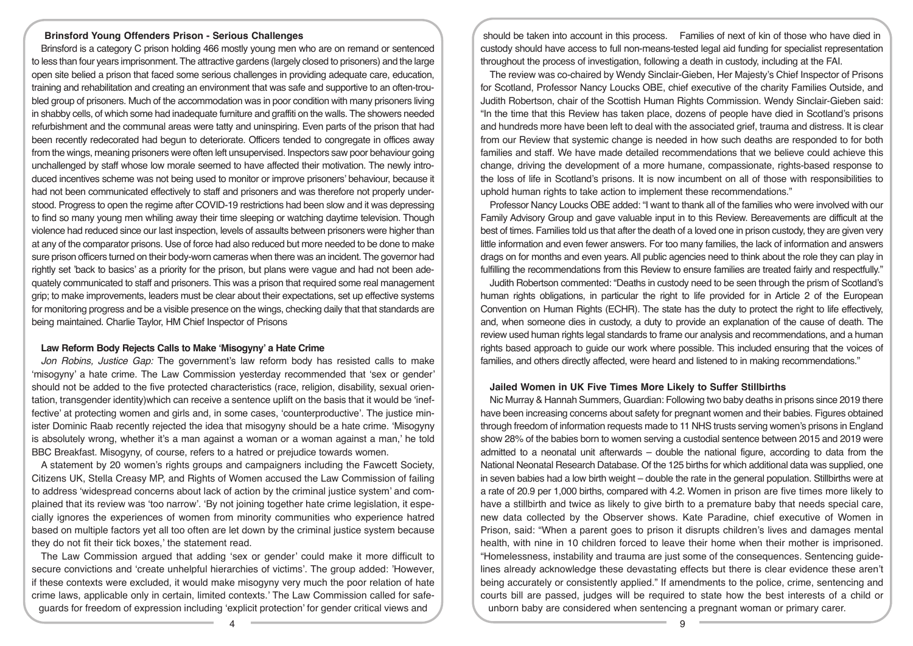### Brinsford Young Offenders Prison - Serious Challenges

Brinsford is a category C prison holding 466 mostly young men who are on remand or sentenced to less than four years imprisonment. The attractive gardens (largely closed to prisoners) and the large open site belied a prison that faced some serious challenges in providing adequate care, education, training and rehabilitation and creating an environment that was safe and supportive to an often-troubled group of prisoners. Much of the accommodation was in poor condition with many prisoners living in shabby cells, of which some had inadequate furniture and graffiti on the walls. The showers needed refurbishment and the communal areas were tatty and uninspiring. Even parts of the prison that had been recently redecorated had begun to deteriorate. Officers tended to congregate in offices away from the wings, meaning prisoners were often left unsupervised. Inspectors saw poor behaviour going unchallenged by staff whose low morale seemed to have affected their motivation. The newly introduced incentives scheme was not being used to monitor or improve prisoners' behaviour, because it had not been communicated effectively to staff and prisoners and was therefore not properly understood. Progress to open the regime after COVID-19 restrictions had been slow and it was depressing to find so many young men whiling away their time sleeping or watching daytime television. Though violence had reduced since our last inspection, levels of assaults between prisoners were higher than at any of the comparator prisons. Use of force had also reduced but more needed to be done to make sure prison officers turned on their body-worn cameras when there was an incident. The governor had rightly set 'back to basics' as a priority for the prison, but plans were vague and had not been adequately communicated to staff and prisoners. This was a prison that required some real management grip; to make improvements, leaders must be clear about their expectations, set up effective systems for monitoring progress and be a visible presence on the wings, checking daily that that standards are being maintained. Charlie Taylor, HM Chief Inspector of Prisons

### Law Reform Body Rejects Calls to Make 'Misogyny' a Hate Crime

*Jon Robins, Justice Gap:* The government's law reform body has resisted calls to make 'misogyny' a hate crime. The Law Commission yesterday recommended that 'sex or gender' should not be added to the five protected characteristics (race, religion, disability, sexual orientation, transgender identity)which can receive a sentence uplift on the basis that it would be 'ineffective' at protecting women and girls and, in some cases, 'counterproductive'. The justice minister Dominic Raab recently rejected the idea that misogyny should be a hate crime. 'Misogyny is absolutely wrong, whether it's a man against a woman or a woman against a man,' he told BBC Breakfast. Misogyny, of course, refers to a hatred or prejudice towards women.

A statement by 20 women's rights groups and campaigners including the Fawcett Society, Citizens UK, Stella Creasy MP, and Rights of Women accused the Law Commission of failing to address 'widespread concerns about lack of action by the criminal justice system' and complained that its review was 'too narrow'. 'By not joining together hate crime legislation, it especially ignores the experiences of women from minority communities who experience hatred based on multiple factors yet all too often are let down by the criminal justice system because they do not fit their tick boxes,' the statement read.

The Law Commission argued that adding 'sex or gender' could make it more difficult to secure convictions and 'create unhelpful hierarchies of victims'. The group added: 'However, if these contexts were excluded, it would make misogyny very much the poor relation of hate crime laws, applicable only in certain, limited contexts.' The Law Commission called for safeguards for freedom of expression including 'explicit protection' for gender critical views and should be taken into account in this process. Families of next of kin of those who have died in custody should have access to full non-means-tested legal aid funding for specialist representation throughout the process of investigation, following a death in custody, including at the FAI.

The review was co-chaired by Wendy Sinclair-Gieben, Her Majesty's Chief Inspector of Prisons for Scotland, Professor Nancy Loucks OBE, chief executive of the charity Families Outside, and Judith Robertson, chair of the Scottish Human Rights Commission. Wendy Sinclair-Gieben said: "In the time that this Review has taken place, dozens of people have died in Scotland's prisons and hundreds more have been left to deal with the associated grief, trauma and distress. It is clear from our Review that systemic change is needed in how such deaths are responded to for both families and staff. We have made detailed recommendations that we believe could achieve this change, driving the development of a more humane, compassionate, rights-based response to the loss of life in Scotland's prisons. It is now incumbent on all of those with responsibilities to uphold human rights to take action to implement these recommendations."

Professor Nancy Loucks OBE added: "I want to thank all of the families who were involved with our Family Advisory Group and gave valuable input in to this Review. Bereavements are difficult at the best of times. Families told us that after the death of a loved one in prison custody, they are given very little information and even fewer answers. For too many families, the lack of information and answers drags on for months and even years. All public agencies need to think about the role they can play in fulfilling the recommendations from this Review to ensure families are treated fairly and respectfully."

Judith Robertson commented: "Deaths in custody need to be seen through the prism of Scotland's human rights obligations, in particular the right to life provided for in Article 2 of the European Convention on Human Rights (ECHR). The state has the duty to protect the right to life effectively, and, when someone dies in custody, a duty to provide an explanation of the cause of death. The review used human rights legal standards to frame our analysis and recommendations, and a human rights based approach to guide our work where possible. This included ensuring that the voices of families, and others directly affected, were heard and listened to in making recommendations."

### Jailed Women in UK Five Times More Likely to Suffer Stillbirths

Nic Murray & Hannah Summers, Guardian: Following two baby deaths in prisons since 2019 there have been increasing concerns about safety for pregnant women and their babies. Figures obtained through freedom of information requests made to 11 NHS trusts serving women's prisons in England show 28% of the babies born to women serving a custodial sentence between 2015 and 2019 were admitted to a neonatal unit afterwards – double the national figure, according to data from the National Neonatal Research Database. Of the 125 births for which additional data was supplied, one in seven babies had a low birth weight – double the rate in the general population. Stillbirths were at a rate of 20.9 per 1,000 births, compared with 4.2. Women in prison are five times more likely to have a stillbirth and twice as likely to give birth to a premature baby that needs special care, new data collected by the Observer shows. Kate Paradine, chief executive of Women in Prison, said: "When a parent goes to prison it disrupts children's lives and damages mental health, with nine in 10 children forced to leave their home when their mother is imprisoned. "Homelessness, instability and trauma are just some of the consequences. Sentencing guidelines already acknowledge these devastating effects but there is clear evidence these aren't being accurately or consistently applied." If amendments to the police, crime, sentencing and courts bill are passed, judges will be required to state how the best interests of a child or unborn baby are considered when sentencing a pregnant woman or primary carer.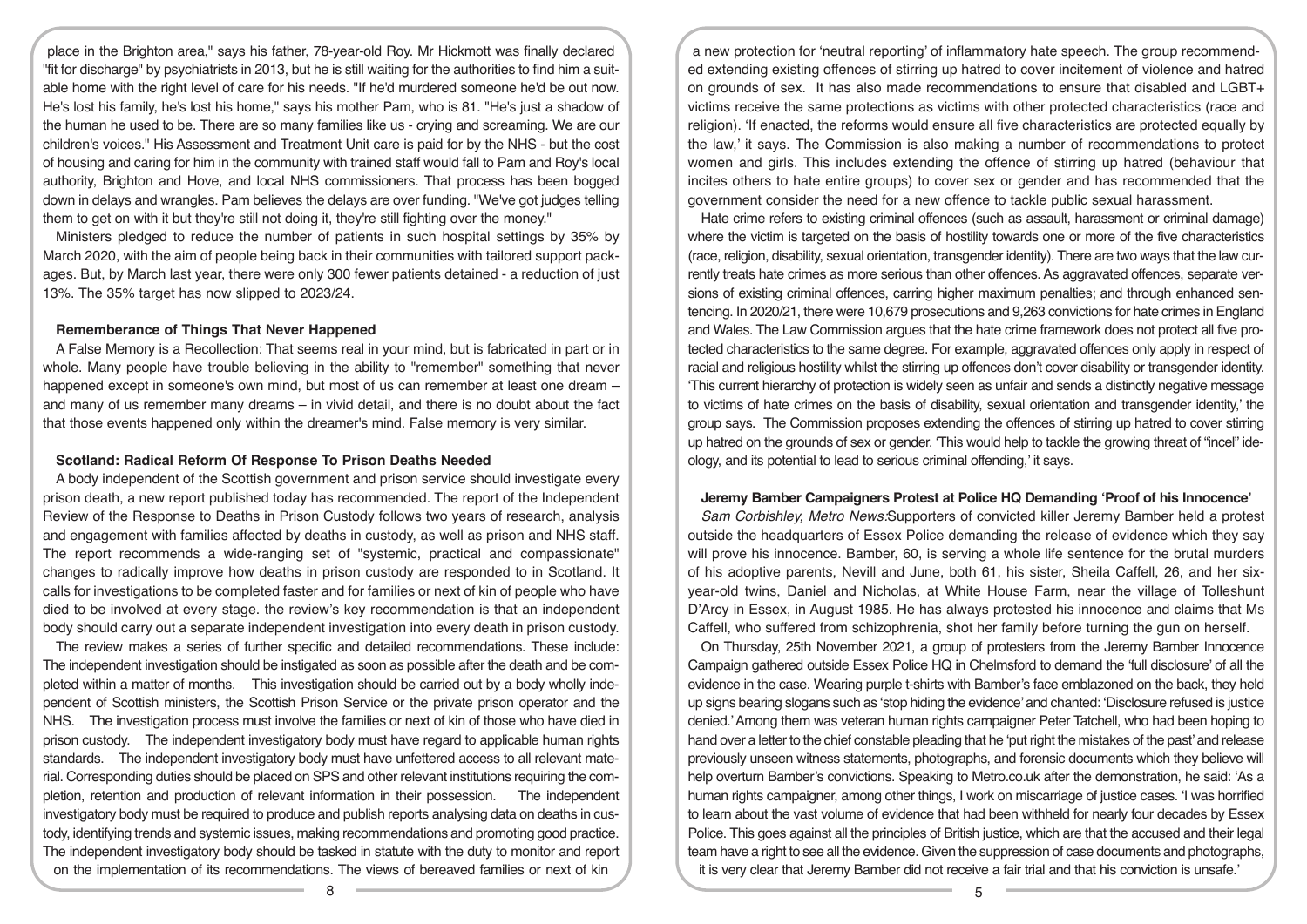place in the Brighton area," says his father, 78-year-old Roy. Mr Hickmott was finally declared "fit for discharge" by psychiatrists in 2013, but he is still waiting for the authorities to find him a suitable home with the right level of care for his needs. "If he'd murdered someone he'd be out now. He's lost his family, he's lost his home," says his mother Pam, who is 81. "He's just a shadow of the human he used to be. There are so many families like us - crying and screaming. We are our children's voices." His Assessment and Treatment Unit care is paid for by the NHS - but the cost of housing and caring for him in the community with trained staff would fall to Pam and Roy's local authority, Brighton and Hove, and local NHS commissioners. That process has been bogged down in delays and wrangles. Pam believes the delays are over funding. "We've got judges telling them to get on with it but they're still not doing it, they're still fighting over the money."

Ministers pledged to reduce the number of patients in such hospital settings by 35% by March 2020, with the aim of people being back in their communities with tailored support packages. But, by March last year, there were only 300 fewer patients detained - a reduction of just 13%. The 35% target has now slipped to 2023/24.

**Rememberance of Things That Never Happened**

A False Memory is a Recollection: That seems real in your mind, but is fabricated in part or in whole. Many people have trouble believing in the ability to "remember" something that never happened except in someone's own mind, but most of us can remember at least one dream – and many of us remember many dreams – in vivid detail, and there is no doubt about the fact that those events happened only within the dreamer's mind. False memory is very similar.

**Scotland: Radical Reform Of Response To Prison Deaths Needed**

A body independent of the Scottish government and prison service should investigate every prison death, a new report published today has recommended. The report of the Independent Review of the Response to Deaths in Prison Custody follows two years of research, analysis and engagement with families affected by deaths in custody, as well as prison and NHS staff. The report recommends a wide-ranging set of "systemic, practical and compassionate" changes to radically improve how deaths in prison custody are responded to in Scotland. It calls for investigations to be completed faster and for families or next of kin of people who have died to be involved at every stage. the review's key recommendation is that an independent body should carry out a separate independent investigation into every death in prison custody.

The review makes a series of further specific and detailed recommendations. These include: The independent investigation should be instigated as soon as possible after the death and be completed within a matter of months. This investigation should be carried out by a body wholly independent of Scottish ministers, the Scottish Prison Service or the private prison operator and the NHS. The investigation process must involve the families or next of kin of those who have died in prison custody. The independent investigatory body must have regard to applicable human rights standards. The independent investigatory body must have unfettered access to all relevant material. Corresponding duties should be placed on SPS and other relevant institutions requiring the completion, retention and production of relevant information in their possession. The independent investigatory body must be required to produce and publish reports analysing data on deaths in custody, identifying trends and systemic issues, making recommendations and promoting good practice. The independent investigatory body should be tasked in statute with the duty to monitor and report on the implementation of its recommendations. The views of bereaved families or next of kin

a new protection for 'neutral reporting' of inflammatory hate speech. The group recommended extending existing offences of stirring up hatred to cover incitement of violence and hatred on grounds of sex. It has also made recommendations to ensure that disabled and LGBT+ victims receive the same protections as victims with other protected characteristics (race and religion). 'If enacted, the reforms would ensure all five characteristics are protected equally by the law,' it says. The Commission is also making a number of recommendations to protect women and girls. This includes extending the offence of stirring up hatred (behaviour that incites others to hate entire groups) to cover sex or gender and has recommended that the government consider the need for a new offence to tackle public sexual harassment.

Hate crime refers to existing criminal offences (such as assault, harassment or criminal damage) where the victim is targeted on the basis of hostility towards one or more of the five characteristics (race, religion, disability, sexual orientation, transgender identity). There are two ways that the law currently treats hate crimes as more serious than other offences. As aggravated offences, separate versions of existing criminal offences, carrying higher maximum penalties; and through enhanced sentencing. In 2020/21, there were 10,679 prosecutions and 9,263 convictions for hate crimes in England and Wales. The Law Commission argues that the hate crime framework does not protect all five protected characteristics to the same degree. For example, aggravated offences only apply in respect of racial and religious hostility whilst the stirring up offences don't cover disability or transgender identity. 'This current hierarchy of protection is widely seen as unfair and sends a distinctly negative message to victims of hate crimes on the basis of disability, sexual orientation and transgender identity,' the group says. The Commission proposes extending the offences of stirring up hatred to cover stirring up hatred on the grounds of sex or gender. 'This would help to tackle the growing threat of "incel" ideology, and its potential to lead to serious criminal offending,' it says.

**Jeremy Bamber Campaigners Protest at Police HQ Demanding 'Proof of his Innocence'**

*Sam Corbishley, Metro News:* Supporters of convicted killer Jeremy Bamber held a protest outside the headquarters of Essex Police demanding the release of evidence which they say will prove his innocence. Bamber, 60, is serving a whole life sentence for the brutal murders of his adoptive parents, Nevill and June, both 61, his sister, Sheila Caffell, 26, and her six-year-old twins, Daniel and Nicholas, at White House Farm, near the village of Tolleshunt D'Arcy in Essex, in August 1985. He has always protested his innocence and claims that Ms Caffell, who suffered from schizophrenia, shot her family before turning the gun on herself.

On Thursday, 25th November 2021, a group of protesters from the Jeremy Bamber Innocence Campaign gathered outside Essex Police HQ in Chelmsford to demand the 'full disclosure' of all the evidence in the case. Wearing purple t-shirts with Bamber's face emblazoned on the back, they held up signs bearing slogans such as 'stop hiding the evidence' and chanted: 'Disclosure refused is justice denied.' Among them was veteran human rights campaigner Peter Tatchell, who had been hoping to hand over a letter to the chief constable pleading that he 'put right the mistakes of the past' and release previously unseen witness statements, photographs, and forensic documents which they believe will help overturn Bamber's convictions. Speaking to Metro.co.uk after the demonstration, he said: 'As a human rights campaigner, among other things, I work on miscarriage of justice cases. 'I was horrified to learn about the vast volume of evidence that had been withheld for nearly four decades by Essex Police. This goes against all the principles of British justice, which are that the accused and their legal team have a right to see all the evidence. Given the suppression of case documents and photographs, it is very clear that Jeremy Bamber did not receive a fair trial and that his conviction is unsafe.'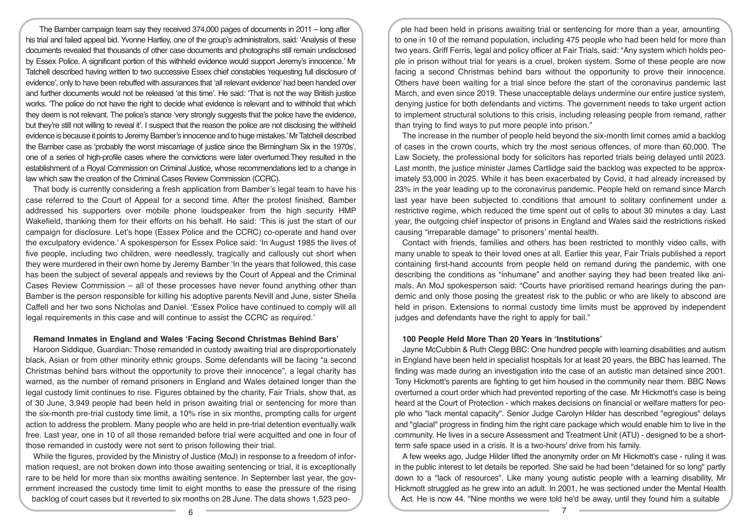The Bamber campaign team say they received 374,000 pages of documents in 2011 – long after his trial and failed appeal bid. Yvonne Hartley, one of the group's administrators, said: 'Analysis of these documents revealed that thousands of other case documents and photographs still remain undisclosed by Essex Police. A significant portion of this withheld evidence would support Jeremy's innocence.' Mr Tatchell described having written to two successive Essex chief constables 'requesting full disclosure of evidence', only to have been rebuffed with assurances that 'all relevant evidence' had been handed over and further documents would not be released 'at this time'. He said: 'That is not the way British justice works. 'The police do not have the right to decide what evidence is relevant and to withhold that which they deem is not relevant. The police's stance 'very strongly suggests that the police have the evidence, but they're still not willing to reveal it'. I suspect that the reason the police are not disclosing the withheld evidence is because it points to Jeremy Bamber's innocence and to huge mistakes.' Mr Tatchell described the Bamber case as 'probably the worst miscarriage of justice since the Birmingham Six in the 1970s', one of a series of high-profile cases where the convictions were later overturned.They resulted in the establishment of a Royal Commission on Criminal Justice, whose recommendations led to a change in law which saw the creation of the Criminal Cases Review Commission (CCRC).

That body is currently considering a fresh application from Bamber's legal team to have his case referred to the Court of Appeal for a second time. After the protest finished, Bamber addressed his supporters over mobile phone loudspeaker from the high security HMP Wakefield, thanking them for their efforts on his behalf. He said: 'This is just the start of our campaign for disclosure. Let's hope (Essex Police and the CCRC) co-operate and hand over the exculpatory evidence.' A spokesperson for Essex Police said: 'In August 1985 the lives of five people, including two children, were needlessly, tragically and callously cut short when they were murdered in their own home by Jeremy Bamber 'In the years that followed, this case has been the subject of several appeals and reviews by the Court of Appeal and the Criminal Cases Review Commission – all of these processes have never found anything other than Bamber is the person responsible for killing his adoptive parents Nevill and June, sister Sheila Caffell and her two sons Nicholas and Daniel. 'Essex Police have continued to comply will all legal requirements in this case and will continue to assist the CCRC as required.'

**Remand Inmates in England and Wales 'Facing Second Christmas Behind Bars'**

Haroon Siddique, Guardian: Those remanded in custody awaiting trial are disproportionately black, Asian or from other minority ethnic groups. Some defendants will be facing "a second Christmas behind bars without the opportunity to prove their innocence", a legal charity has warned, as the number of remand prisoners in England and Wales detained longer than the legal custody limit continues to rise. Figures obtained by the charity, Fair Trials, show that, as of 30 June, 3,949 people had been held in prison awaiting trial or sentencing for more than the six-month pre-trial custody time limit, a 10% rise in six months, prompting calls for urgent action to address the problem. Many people who are held in pre-trial detention eventually walk free. Last year, one in 10 of all those remanded before trial were acquitted and one in four of those remanded in custody were not sent to prison following their trial.

While the figures, provided by the Ministry of Justice (MoJ) in response to a freedom of information request, are not broken down into those awaiting sentencing or trial, it is exceptionally rare to be held for more than six months awaiting sentence. In September last year, the government increased the custody time limit to eight months to ease the pressure of the rising backlog of court cases but it reverted to six months on 28 June. The data shows 1,523 people had been held in prisons awaiting trial or sentencing for more than a year, amounting to one in 10 of the remand population, including 475 people who had been held for more than two years. Griff Ferris, legal and policy officer at Fair Trials, said: "Any system which holds people in prison without trial for years is a cruel, broken system. Some of these people are now facing a second Christmas behind bars without the opportunity to prove their innocence. Others have been waiting for a trial since before the start of the coronavirus pandemic last March, and even since 2019. These unacceptable delays undermine our entire justice system, denying justice for both defendants and victims. The government needs to take urgent action to implement structural solutions to this crisis, including releasing people from remand, rather than trying to find ways to put more people into prison."

The increase in the number of people held beyond the six-month limit comes amid a backlog of cases in the crown courts, which try the most serious offences, of more than 60,000. The Law Society, the professional body for solicitors has reported trials being delayed until 2023. Last month, the justice minister James Cartlidge said the backlog was expected to be approximately 53,000 in 2025. While it has been exacerbated by Covid, it had already increased by 23% in the year leading up to the coronavirus pandemic. People held on remand since March last year have been subjected to conditions that amount to solitary confinement under a restrictive regime, which reduced the time spent out of cells to about 30 minutes a day. Last year, the outgoing chief inspector of prisons in England and Wales said the restrictions risked causing "irreparable damage" to prisoners' mental health.

Contact with friends, families and others has been restricted to monthly video calls, with many unable to speak to their loved ones at all. Earlier this year, Fair Trials published a report containing first-hand accounts from people held on remand during the pandemic, with one describing the conditions as "inhumane" and another saying they had been treated like animals. An MoJ spokesperson said: "Courts have prioritised remand hearings during the pandemic and only those posing the greatest risk to the public or who are likely to abscond are held in prison. Extensions to normal custody time limits must be approved by independent judges and defendants have the right to apply for bail."

**100 People Held More Than 20 Years in 'Institutions'**

Jayne McCubbin & Ruth Clegg BBC: One hundred people with learning disabilities and autism in England have been held in specialist hospitals for at least 20 years, the BBC has learned. The finding was made during an investigation into the case of an autistic man detained since 2001. Tony Hickmott's parents are fighting to get him housed in the community near them. BBC News overturned a court order which had prevented reporting of the case. Mr Hickmott's case is being heard at the Court of Protection - which makes decisions on financial or welfare matters for people who "lack mental capacity". Senior Judge Carolyn Hilder has described "egregious" delays and "glacial" progress in finding him the right care package which would enable him to live in the community. He lives in a secure Assessment and Treatment Unit (ATU) - designed to be a short-term safe space used in a crisis. It is a two-hours' drive from his family.

A few weeks ago, Judge Hilder lifted the anonymity order on Mr Hickmott's case - ruling it was in the public interest to let details be reported. She said he had been "detained for so long" partly down to a "lack of resources". Like many young autistic people with a learning disability, Mr Hickmott struggled as he grew into an adult. In 2001, he was sectioned under the Mental Health Act. He is now 44. "Nine months we were told he'd be away, until they found him a suitable